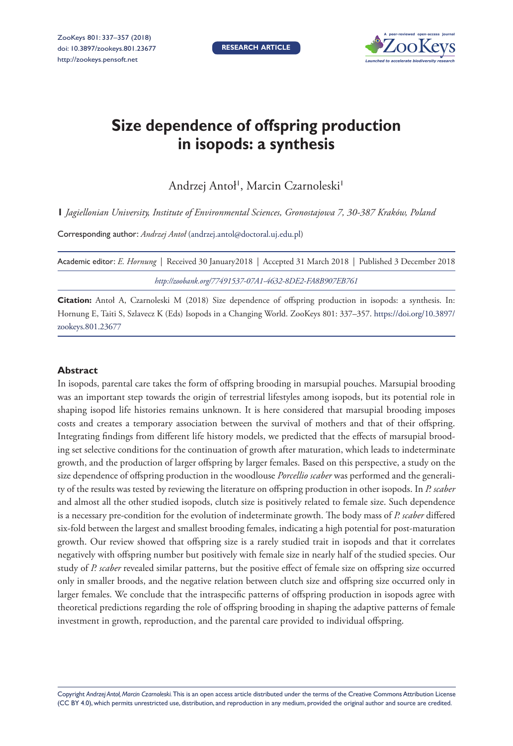# Size dependence of offspring production in isopods: a synthesis

Andrzej Antoł[1], Marcin Czarnoleski[1]

**1** *Jagiellonian University, Institute of Environmental Sciences, Gronostajowa 7, 30-387 Kraków, Poland*

Corresponding author: *Andrzej Antoł* (andrzej.antol@doctoral.uj.edu.pl)

Academic editor: *E. Hornung* | Received 30 January2018 | Accepted 31 March 2018 | Published 3 December 2018

*http://zoobank.org/77491537-07A1-4632-8DE2-FA8B907EB761*

**Citation:** Antoł A, Czarnoleski M (2018) Size dependence of offspring production in isopods: a synthesis. In: Hornung E, Taiti S, Szlavecz K (Eds) Isopods in a Changing World. ZooKeys 801: 337–357. https://doi.org/10.3897/zookeys.801.23677

## Abstract

In isopods, parental care takes the form of offspring brooding in marsupial pouches. Marsupial brooding was an important step towards the origin of terrestrial lifestyles among isopods, but its potential role in shaping isopod life histories remains unknown. It is here considered that marsupial brooding imposes costs and creates a temporary association between the survival of mothers and that of their offspring. Integrating findings from different life history models, we predicted that the effects of marsupial brooding set selective conditions for the continuation of growth after maturation, which leads to indeterminate growth, and the production of larger offspring by larger females. Based on this perspective, a study on the size dependence of offspring production in the woodlouse *Porcellio scaber* was performed and the generality of the results was tested by reviewing the literature on offspring production in other isopods. In *P. scaber* and almost all the other studied isopods, clutch size is positively related to female size. Such dependence is a necessary pre-condition for the evolution of indeterminate growth. The body mass of *P. scaber* differed six-fold between the largest and smallest brooding females, indicating a high potential for post-maturation growth. Our review showed that offspring size is a rarely studied trait in isopods and that it correlates negatively with offspring number but positively with female size in nearly half of the studied species. Our study of *P. scaber* revealed similar patterns, but the positive effect of female size on offspring size occurred only in smaller broods, and the negative relation between clutch size and offspring size occurred only in larger females. We conclude that the intraspecific patterns of offspring production in isopods agree with theoretical predictions regarding the role of offspring brooding in shaping the adaptive patterns of female investment in growth, reproduction, and the parental care provided to individual offspring.

Copyright *Andrzej Antoł, Marcin Czarnoleski.* This is an open access article distributed under the terms of the Creative Commons Attribution License (CC BY 4.0), which permits unrestricted use, distribution, and reproduction in any medium, provided the original author and source are credited.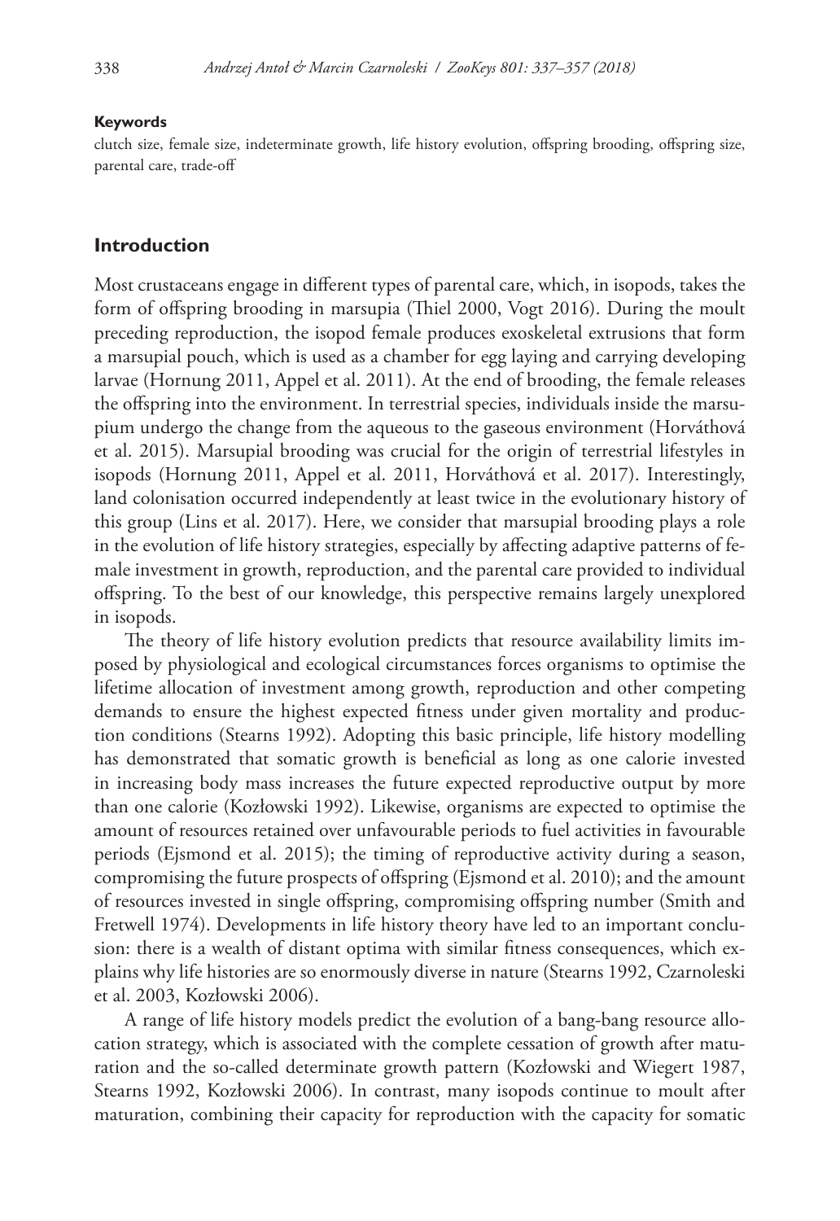#### Keywords

clutch size, female size, indeterminate growth, life history evolution, offspring brooding, offspring size, parental care, trade-off

## Introduction

Most crustaceans engage in different types of parental care, which, in isopods, takes the form of offspring brooding in marsupia (Thiel 2000, Vogt 2016). During the moult preceding reproduction, the isopod female produces exoskeletal extrusions that form a marsupial pouch, which is used as a chamber for egg laying and carrying developing larvae (Hornung 2011, Appel et al. 2011). At the end of brooding, the female releases the offspring into the environment. In terrestrial species, individuals inside the marsupium undergo the change from the aqueous to the gaseous environment (Horváthová et al. 2015). Marsupial brooding was crucial for the origin of terrestrial lifestyles in isopods (Hornung 2011, Appel et al. 2011, Horváthová et al. 2017). Interestingly, land colonisation occurred independently at least twice in the evolutionary history of this group (Lins et al. 2017). Here, we consider that marsupial brooding plays a role in the evolution of life history strategies, especially by affecting adaptive patterns of female investment in growth, reproduction, and the parental care provided to individual offspring. To the best of our knowledge, this perspective remains largely unexplored in isopods.

The theory of life history evolution predicts that resource availability limits imposed by physiological and ecological circumstances forces organisms to optimise the lifetime allocation of investment among growth, reproduction and other competing demands to ensure the highest expected fitness under given mortality and production conditions (Stearns 1992). Adopting this basic principle, life history modelling has demonstrated that somatic growth is beneficial as long as one calorie invested in increasing body mass increases the future expected reproductive output by more than one calorie (Kozłowski 1992). Likewise, organisms are expected to optimise the amount of resources retained over unfavourable periods to fuel activities in favourable periods (Ejsmond et al. 2015); the timing of reproductive activity during a season, compromising the future prospects of offspring (Ejsmond et al. 2010); and the amount of resources invested in single offspring, compromising offspring number (Smith and Fretwell 1974). Developments in life history theory have led to an important conclusion: there is a wealth of distant optima with similar fitness consequences, which explains why life histories are so enormously diverse in nature (Stearns 1992, Czarnoleski et al. 2003, Kozłowski 2006).

A range of life history models predict the evolution of a bang-bang resource allocation strategy, which is associated with the complete cessation of growth after maturation and the so-called determinate growth pattern (Kozłowski and Wiegert 1987, Stearns 1992, Kozłowski 2006). In contrast, many isopods continue to moult after maturation, combining their capacity for reproduction with the capacity for somatic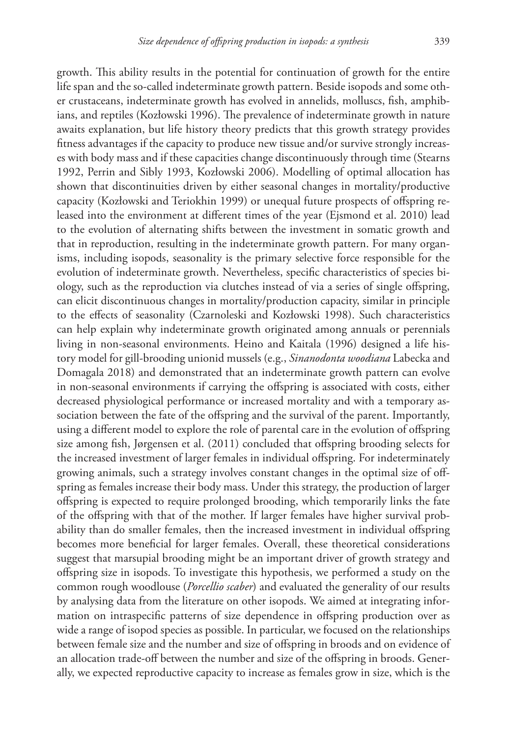growth. This ability results in the potential for continuation of growth for the entire life span and the so-called indeterminate growth pattern. Beside isopods and some other crustaceans, indeterminate growth has evolved in annelids, molluscs, fish, amphibians, and reptiles (Kozłowski 1996). The prevalence of indeterminate growth in nature awaits explanation, but life history theory predicts that this growth strategy provides fitness advantages if the capacity to produce new tissue and/or survive strongly increases with body mass and if these capacities change discontinuously through time (Stearns 1992, Perrin and Sibly 1993, Kozłowski 2006). Modelling of optimal allocation has shown that discontinuities driven by either seasonal changes in mortality/productive capacity (Kozłowski and Teriokhin 1999) or unequal future prospects of offspring released into the environment at different times of the year (Ejsmond et al. 2010) lead to the evolution of alternating shifts between the investment in somatic growth and that in reproduction, resulting in the indeterminate growth pattern. For many organisms, including isopods, seasonality is the primary selective force responsible for the evolution of indeterminate growth. Nevertheless, specific characteristics of species biology, such as the reproduction via clutches instead of via a series of single offspring, can elicit discontinuous changes in mortality/production capacity, similar in principle to the effects of seasonality (Czarnoleski and Kozłowski 1998). Such characteristics can help explain why indeterminate growth originated among annuals or perennials living in non-seasonal environments. Heino and Kaitala (1996) designed a life history model for gill-brooding unionid mussels (e.g., *Sinanodonta woodiana* Labecka and Domagala 2018) and demonstrated that an indeterminate growth pattern can evolve in non-seasonal environments if carrying the offspring is associated with costs, either decreased physiological performance or increased mortality and with a temporary association between the fate of the offspring and the survival of the parent. Importantly, using a different model to explore the role of parental care in the evolution of offspring size among fish, Jørgensen et al. (2011) concluded that offspring brooding selects for the increased investment of larger females in individual offspring. For indeterminately growing animals, such a strategy involves constant changes in the optimal size of offspring as females increase their body mass. Under this strategy, the production of larger offspring is expected to require prolonged brooding, which temporarily links the fate of the offspring with that of the mother. If larger females have higher survival probability than do smaller females, then the increased investment in individual offspring becomes more beneficial for larger females. Overall, these theoretical considerations suggest that marsupial brooding might be an important driver of growth strategy and offspring size in isopods. To investigate this hypothesis, we performed a study on the common rough woodlouse (*Porcellio scaber*) and evaluated the generality of our results by analysing data from the literature on other isopods. We aimed at integrating information on intraspecific patterns of size dependence in offspring production over as wide a range of isopod species as possible. In particular, we focused on the relationships between female size and the number and size of offspring in broods and on evidence of an allocation trade-off between the number and size of the offspring in broods. Generally, we expected reproductive capacity to increase as females grow in size, which is the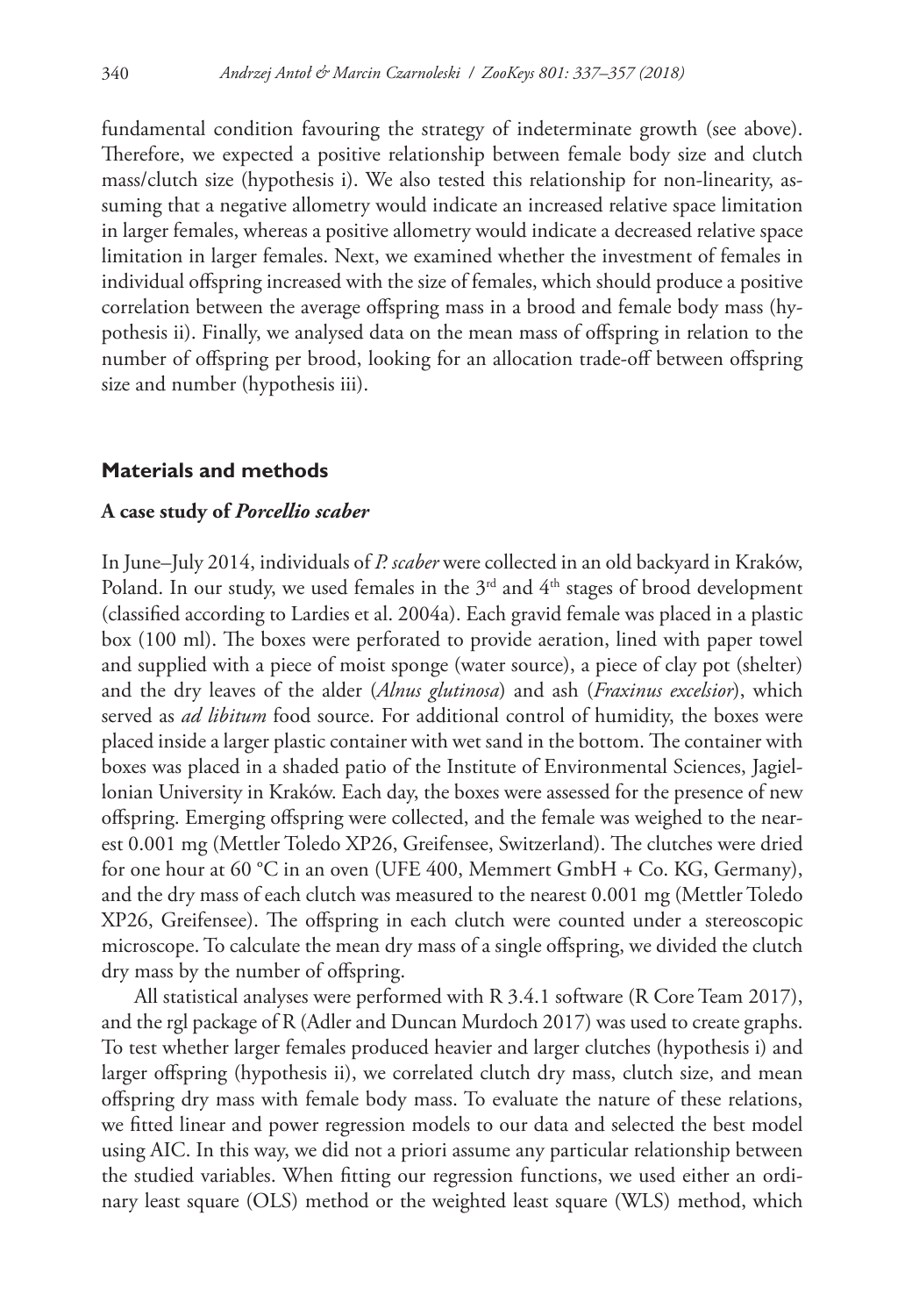fundamental condition favouring the strategy of indeterminate growth (see above). Therefore, we expected a positive relationship between female body size and clutch mass/clutch size (hypothesis i). We also tested this relationship for non-linearity, assuming that a negative allometry would indicate an increased relative space limitation in larger females, whereas a positive allometry would indicate a decreased relative space limitation in larger females. Next, we examined whether the investment of females in individual offspring increased with the size of females, which should produce a positive correlation between the average offspring mass in a brood and female body mass (hypothesis ii). Finally, we analysed data on the mean mass of offspring in relation to the number of offspring per brood, looking for an allocation trade-off between offspring size and number (hypothesis iii).

## Materials and methods

### A case study of *Porcellio scaber*

In June–July 2014, individuals of *P. scaber* were collected in an old backyard in Kraków, Poland. In our study, we used females in the 3rd and 4th stages of brood development (classified according to Lardies et al. 2004a). Each gravid female was placed in a plastic box (100 ml). The boxes were perforated to provide aeration, lined with paper towel and supplied with a piece of moist sponge (water source), a piece of clay pot (shelter) and the dry leaves of the alder (*Alnus glutinosa*) and ash (*Fraxinus excelsior*), which served as *ad libitum* food source. For additional control of humidity, the boxes were placed inside a larger plastic container with wet sand in the bottom. The container with boxes was placed in a shaded patio of the Institute of Environmental Sciences, Jagiellonian University in Kraków. Each day, the boxes were assessed for the presence of new offspring. Emerging offspring were collected, and the female was weighed to the nearest 0.001 mg (Mettler Toledo XP26, Greifensee, Switzerland). The clutches were dried for one hour at 60 °C in an oven (UFE 400, Memmert GmbH + Co. KG, Germany), and the dry mass of each clutch was measured to the nearest 0.001 mg (Mettler Toledo XP26, Greifensee). The offspring in each clutch were counted under a stereoscopic microscope. To calculate the mean dry mass of a single offspring, we divided the clutch dry mass by the number of offspring.

All statistical analyses were performed with R 3.4.1 software (R Core Team 2017), and the rgl package of R (Adler and Duncan Murdoch 2017) was used to create graphs. To test whether larger females produced heavier and larger clutches (hypothesis i) and larger offspring (hypothesis ii), we correlated clutch dry mass, clutch size, and mean offspring dry mass with female body mass. To evaluate the nature of these relations, we fitted linear and power regression models to our data and selected the best model using AIC. In this way, we did not a priori assume any particular relationship between the studied variables. When fitting our regression functions, we used either an ordinary least square (OLS) method or the weighted least square (WLS) method, which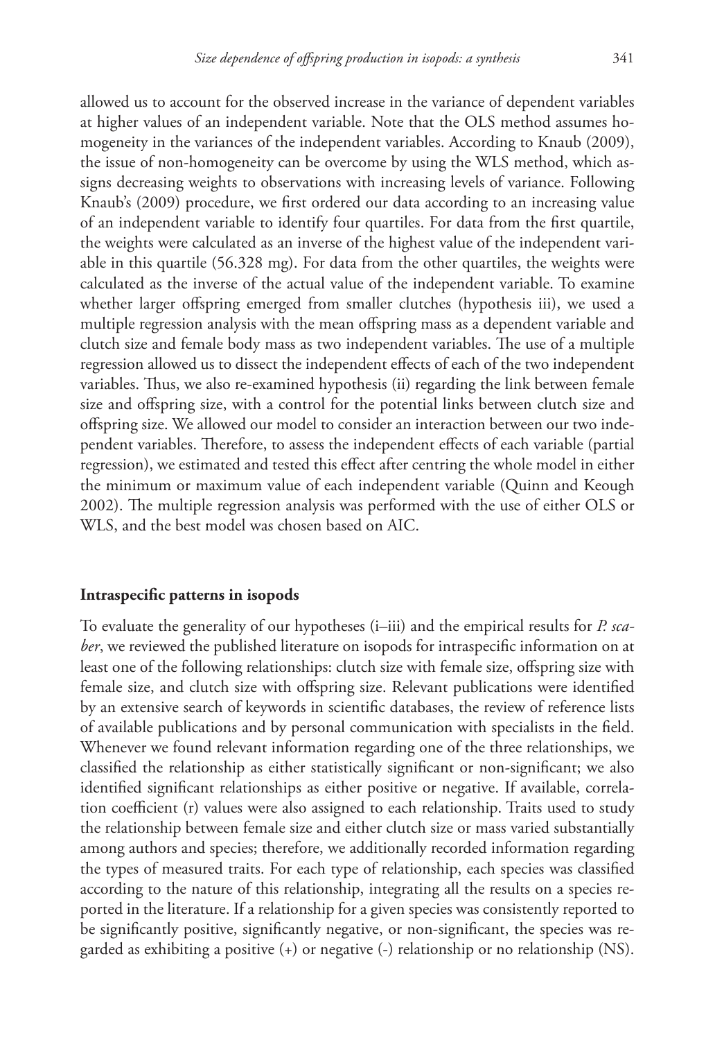allowed us to account for the observed increase in the variance of dependent variables at higher values of an independent variable. Note that the OLS method assumes homogeneity in the variances of the independent variables. According to Knaub (2009), the issue of non-homogeneity can be overcome by using the WLS method, which assigns decreasing weights to observations with increasing levels of variance. Following Knaub's (2009) procedure, we first ordered our data according to an increasing value of an independent variable to identify four quartiles. For data from the first quartile, the weights were calculated as an inverse of the highest value of the independent variable in this quartile (56.328 mg). For data from the other quartiles, the weights were calculated as the inverse of the actual value of the independent variable. To examine whether larger offspring emerged from smaller clutches (hypothesis iii), we used a multiple regression analysis with the mean offspring mass as a dependent variable and clutch size and female body mass as two independent variables. The use of a multiple regression allowed us to dissect the independent effects of each of the two independent variables. Thus, we also re-examined hypothesis (ii) regarding the link between female size and offspring size, with a control for the potential links between clutch size and offspring size. We allowed our model to consider an interaction between our two independent variables. Therefore, to assess the independent effects of each variable (partial regression), we estimated and tested this effect after centring the whole model in either the minimum or maximum value of each independent variable (Quinn and Keough 2002). The multiple regression analysis was performed with the use of either OLS or WLS, and the best model was chosen based on AIC.

### Intraspecific patterns in isopods

To evaluate the generality of our hypotheses (i–iii) and the empirical results for *P. scaber*, we reviewed the published literature on isopods for intraspecific information on at least one of the following relationships: clutch size with female size, offspring size with female size, and clutch size with offspring size. Relevant publications were identified by an extensive search of keywords in scientific databases, the review of reference lists of available publications and by personal communication with specialists in the field. Whenever we found relevant information regarding one of the three relationships, we classified the relationship as either statistically significant or non-significant; we also identified significant relationships as either positive or negative. If available, correlation coefficient (r) values were also assigned to each relationship. Traits used to study the relationship between female size and either clutch size or mass varied substantially among authors and species; therefore, we additionally recorded information regarding the types of measured traits. For each type of relationship, each species was classified according to the nature of this relationship, integrating all the results on a species reported in the literature. If a relationship for a given species was consistently reported to be significantly positive, significantly negative, or non-significant, the species was regarded as exhibiting a positive (+) or negative (-) relationship or no relationship (NS).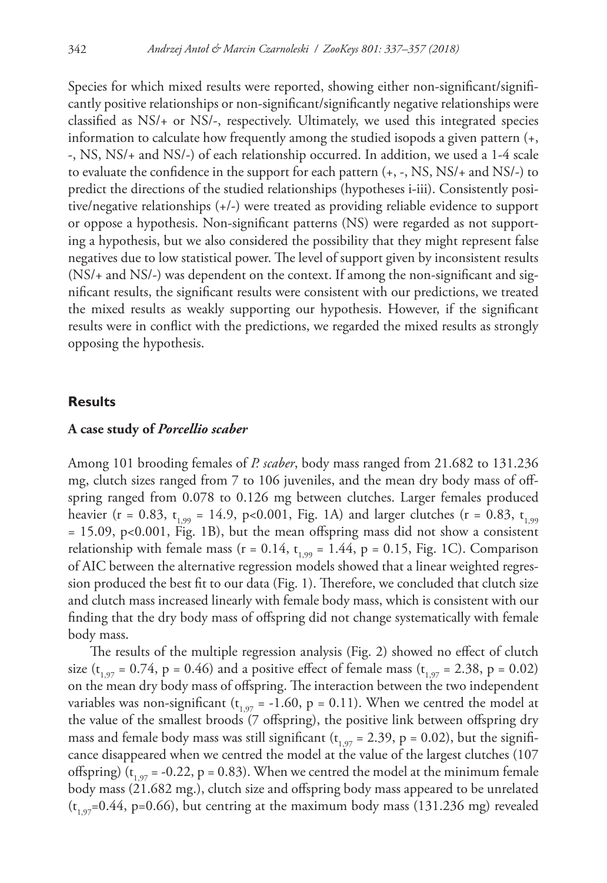Species for which mixed results were reported, showing either non-significant/significantly positive relationships or non-significant/significantly negative relationships were classified as NS/+ or NS/-, respectively. Ultimately, we used this integrated species information to calculate how frequently among the studied isopods a given pattern (+, -, NS, NS/+ and NS/-) of each relationship occurred. In addition, we used a 1-4 scale to evaluate the confidence in the support for each pattern (+, -, NS, NS/+ and NS/-) to predict the directions of the studied relationships (hypotheses i-iii). Consistently positive/negative relationships (+/-) were treated as providing reliable evidence to support or oppose a hypothesis. Non-significant patterns (NS) were regarded as not supporting a hypothesis, but we also considered the possibility that they might represent false negatives due to low statistical power. The level of support given by inconsistent results (NS/+ and NS/-) was dependent on the context. If among the non-significant and significant results, the significant results were consistent with our predictions, we treated the mixed results as weakly supporting our hypothesis. However, if the significant results were in conflict with the predictions, we regarded the mixed results as strongly opposing the hypothesis.

## Results

### A case study of *Porcellio scaber*

Among 101 brooding females of *P. scaber*, body mass ranged from 21.682 to 131.236 mg, clutch sizes ranged from 7 to 106 juveniles, and the mean dry body mass of offspring ranged from 0.078 to 0.126 mg between clutches. Larger females produced heavier ($r = 0.83$, $t_{1,99} = 14.9$, $p<0.001$, Fig. 1A) and larger clutches ($r = 0.83$, $t_{1,99} = 15.09$, $p<0.001$, Fig. 1B), but the mean offspring mass did not show a consistent relationship with female mass ($r = 0.14$, $t_{1,99} = 1.44$, $p = 0.15$, Fig. 1C). Comparison of AIC between the alternative regression models showed that a linear weighted regression produced the best fit to our data (Fig. 1). Therefore, we concluded that clutch size and clutch mass increased linearly with female body mass, which is consistent with our finding that the dry body mass of offspring did not change systematically with female body mass.

The results of the multiple regression analysis (Fig. 2) showed no effect of clutch size ($t_{1,97} = 0.74$, $p = 0.46$) and a positive effect of female mass ($t_{1,97} = 2.38$, $p = 0.02$) on the mean dry body mass of offspring. The interaction between the two independent variables was non-significant ($t_{1,97} = -1.60$, $p = 0.11$). When we centred the model at the value of the smallest broods (7 offspring), the positive link between offspring dry mass and female body mass was still significant ($t_{1,97} = 2.39$, $p = 0.02$), but the significance disappeared when we centred the model at the value of the largest clutches (107 offspring) ($t_{1,97} = -0.22$, $p = 0.83$). When we centred the model at the minimum female body mass (21.682 mg.), clutch size and offspring body mass appeared to be unrelated ($t_{1,97}=0.44$, $p=0.66$), but centring at the maximum body mass (131.236 mg) revealed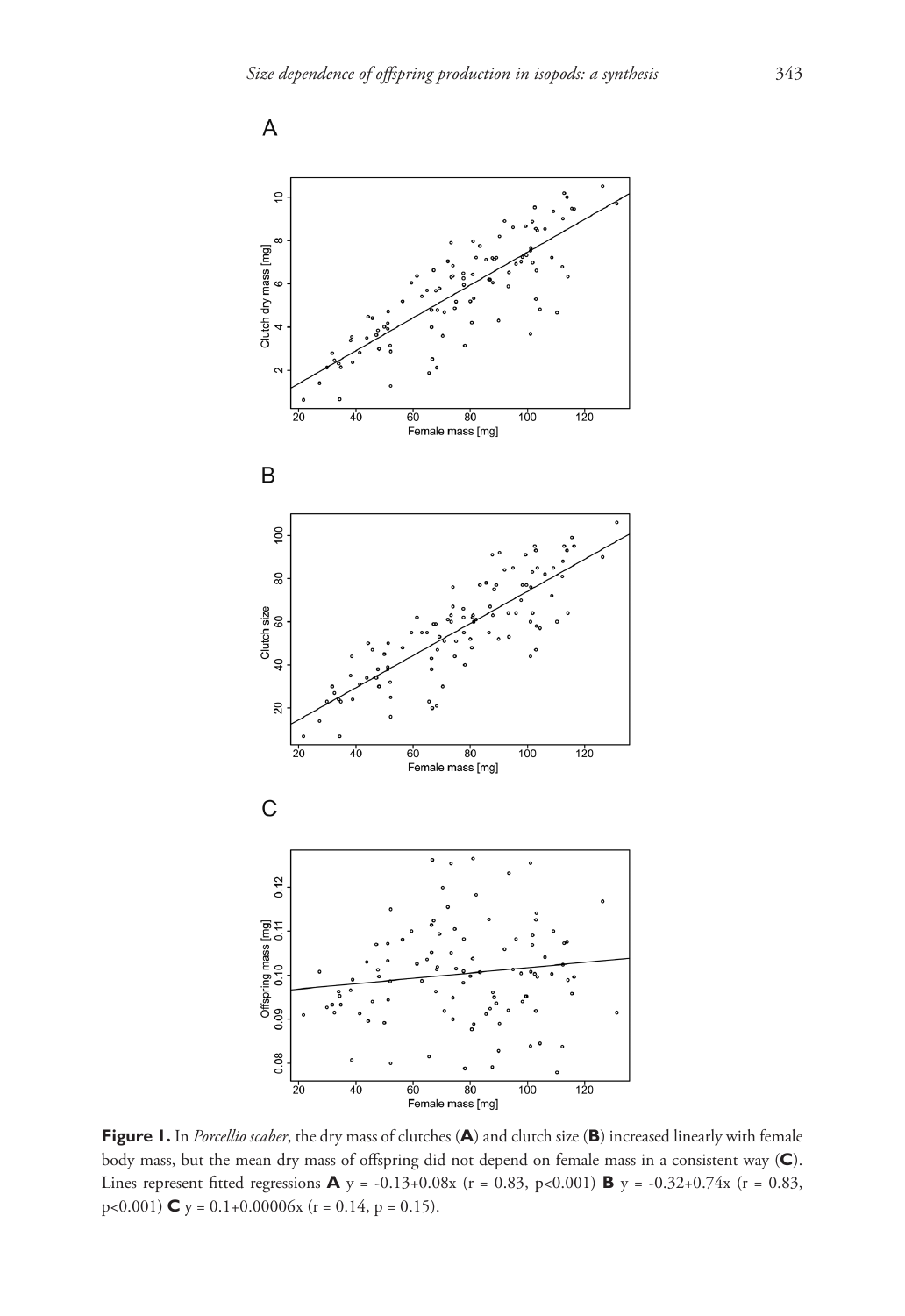**Figure 1.** In *Porcellio scaber*, the dry mass of clutches (**A**) and clutch size (**B**) increased linearly with female body mass, but the mean dry mass of offspring did not depend on female mass in a consistent way (**C**). Lines represent fitted regressions **A** $y = -0.13+0.08x$ ($r = 0.83$, $p<0.001$) **B** $y = -0.32+0.74x$ ($r = 0.83$, $p<0.001$) **C** $y = 0.1+0.00006x$ ($r = 0.14$, $p = 0.15$).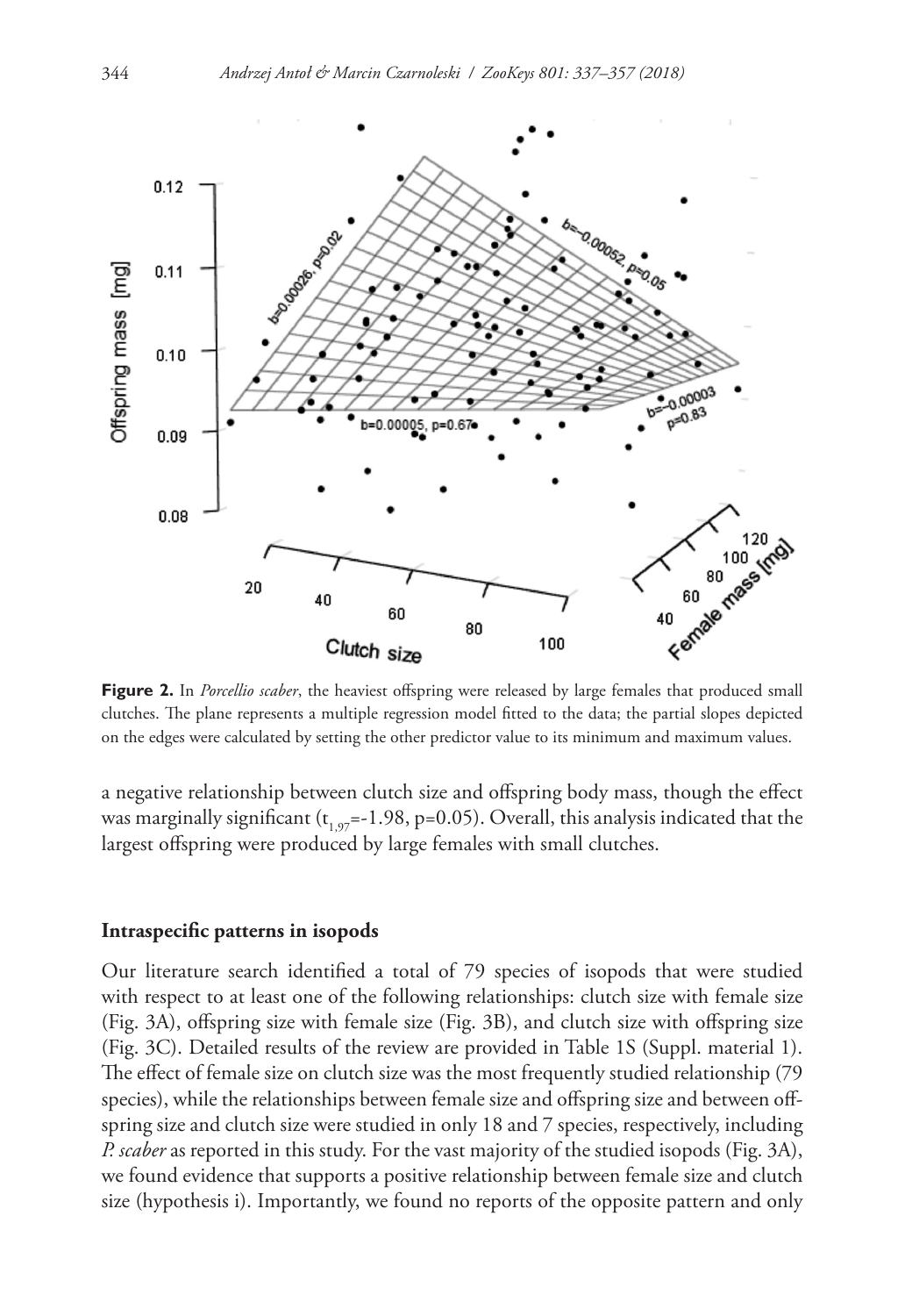**Figure 2.** In *Porcellio scaber*, the heaviest offspring were released by large females that produced small clutches. The plane represents a multiple regression model fitted to the data; the partial slopes depicted on the edges were calculated by setting the other predictor value to its minimum and maximum values.

a negative relationship between clutch size and offspring body mass, though the effect was marginally significant ($t_{1,97}$=-1.98, p=0.05). Overall, this analysis indicated that the largest offspring were produced by large females with small clutches.

### Intraspecific patterns in isopods

Our literature search identified a total of 79 species of isopods that were studied with respect to at least one of the following relationships: clutch size with female size (Fig. 3A), offspring size with female size (Fig. 3B), and clutch size with offspring size (Fig. 3C). Detailed results of the review are provided in Table 1S (Suppl. material 1). The effect of female size on clutch size was the most frequently studied relationship (79 species), while the relationships between female size and offspring size and between offspring size and clutch size were studied in only 18 and 7 species, respectively, including *P. scaber* as reported in this study. For the vast majority of the studied isopods (Fig. 3A), we found evidence that supports a positive relationship between female size and clutch size (hypothesis i). Importantly, we found no reports of the opposite pattern and only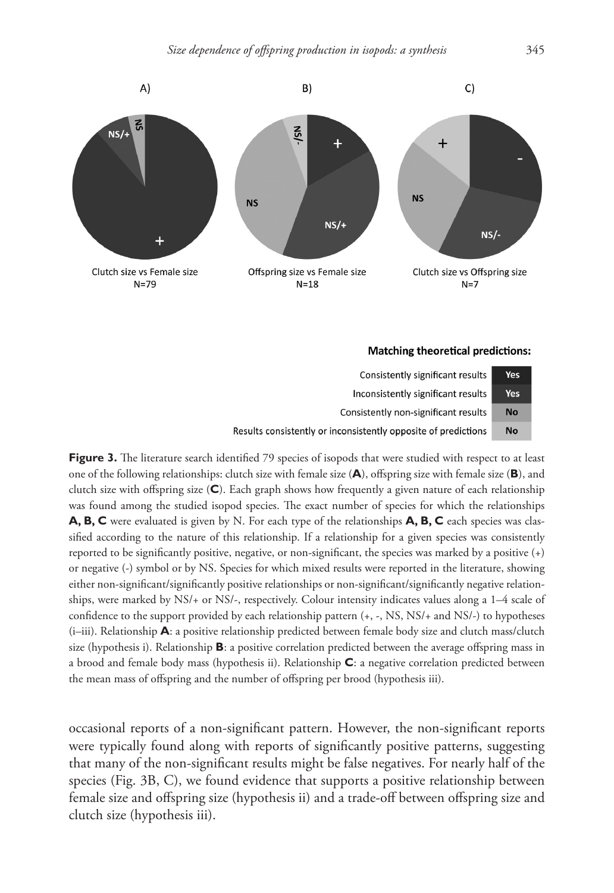**Figure 3.** The literature search identified 79 species of isopods that were studied with respect to at least one of the following relationships: clutch size with female size (**A**), offspring size with female size (**B**), and clutch size with offspring size (**C**). Each graph shows how frequently a given nature of each relationship was found among the studied isopod species. The exact number of species for which the relationships **A, B, C** were evaluated is given by N. For each type of the relationships **A, B, C** each species was classified according to the nature of this relationship. If a relationship for a given species was consistently reported to be significantly positive, negative, or non-significant, the species was marked by a positive (+) or negative (-) symbol or by NS. Species for which mixed results were reported in the literature, showing either non-significant/significantly positive relationships or non-significant/significantly negative relationships, were marked by NS/+ or NS/-, respectively. Colour intensity indicates values along a 1–4 scale of confidence to the support provided by each relationship pattern (+, -, NS, NS/+ and NS/-) to hypotheses (i–iii). Relationship **A**: a positive relationship predicted between female body size and clutch mass/clutch size (hypothesis i). Relationship **B**: a positive correlation predicted between the average offspring mass in a brood and female body mass (hypothesis ii). Relationship **C**: a negative correlation predicted between the mean mass of offspring and the number of offspring per brood (hypothesis iii).

occasional reports of a non-significant pattern. However, the non-significant reports were typically found along with reports of significantly positive patterns, suggesting that many of the non-significant results might be false negatives. For nearly half of the species (Fig. 3B, C), we found evidence that supports a positive relationship between female size and offspring size (hypothesis ii) and a trade-off between offspring size and clutch size (hypothesis iii).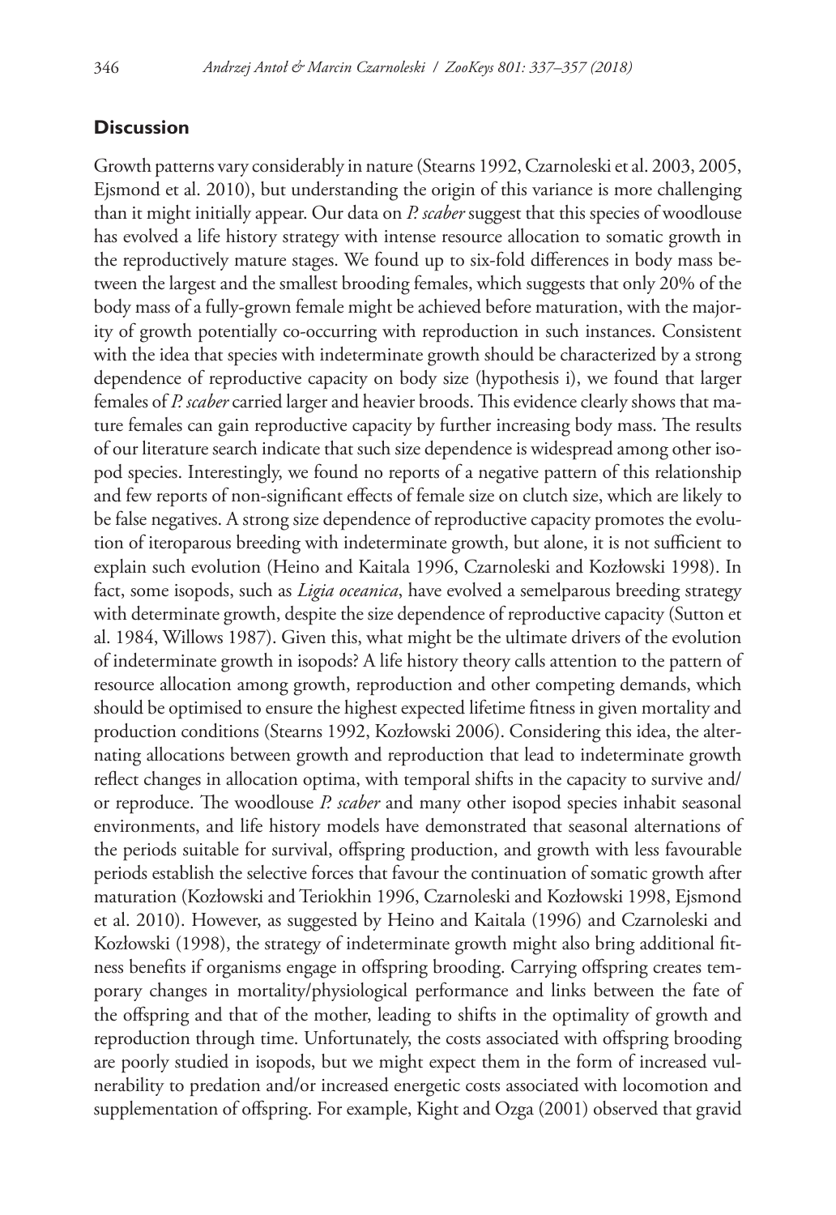## Discussion

Growth patterns vary considerably in nature (Stearns 1992, Czarnoleski et al. 2003, 2005, Ejsmond et al. 2010), but understanding the origin of this variance is more challenging than it might initially appear. Our data on *P. scaber* suggest that this species of woodlouse has evolved a life history strategy with intense resource allocation to somatic growth in the reproductively mature stages. We found up to six-fold differences in body mass between the largest and the smallest brooding females, which suggests that only 20% of the body mass of a fully-grown female might be achieved before maturation, with the majority of growth potentially co-occurring with reproduction in such instances. Consistent with the idea that species with indeterminate growth should be characterized by a strong dependence of reproductive capacity on body size (hypothesis i), we found that larger females of *P. scaber* carried larger and heavier broods. This evidence clearly shows that mature females can gain reproductive capacity by further increasing body mass. The results of our literature search indicate that such size dependence is widespread among other isopod species. Interestingly, we found no reports of a negative pattern of this relationship and few reports of non-significant effects of female size on clutch size, which are likely to be false negatives. A strong size dependence of reproductive capacity promotes the evolution of iteroparous breeding with indeterminate growth, but alone, it is not sufficient to explain such evolution (Heino and Kaitala 1996, Czarnoleski and Kozłowski 1998). In fact, some isopods, such as *Ligia oceanica*, have evolved a semelparous breeding strategy with determinate growth, despite the size dependence of reproductive capacity (Sutton et al. 1984, Willows 1987). Given this, what might be the ultimate drivers of the evolution of indeterminate growth in isopods? A life history theory calls attention to the pattern of resource allocation among growth, reproduction and other competing demands, which should be optimised to ensure the highest expected lifetime fitness in given mortality and production conditions (Stearns 1992, Kozłowski 2006). Considering this idea, the alternating allocations between growth and reproduction that lead to indeterminate growth reflect changes in allocation optima, with temporal shifts in the capacity to survive and/or reproduce. The woodlouse *P. scaber* and many other isopod species inhabit seasonal environments, and life history models have demonstrated that seasonal alternations of the periods suitable for survival, offspring production, and growth with less favourable periods establish the selective forces that favour the continuation of somatic growth after maturation (Kozłowski and Teriokhin 1996, Czarnoleski and Kozłowski 1998, Ejsmond et al. 2010). However, as suggested by Heino and Kaitala (1996) and Czarnoleski and Kozłowski (1998), the strategy of indeterminate growth might also bring additional fitness benefits if organisms engage in offspring brooding. Carrying offspring creates temporary changes in mortality/physiological performance and links between the fate of the offspring and that of the mother, leading to shifts in the optimality of growth and reproduction through time. Unfortunately, the costs associated with offspring brooding are poorly studied in isopods, but we might expect them in the form of increased vulnerability to predation and/or increased energetic costs associated with locomotion and supplementation of offspring. For example, Kight and Ozga (2001) observed that gravid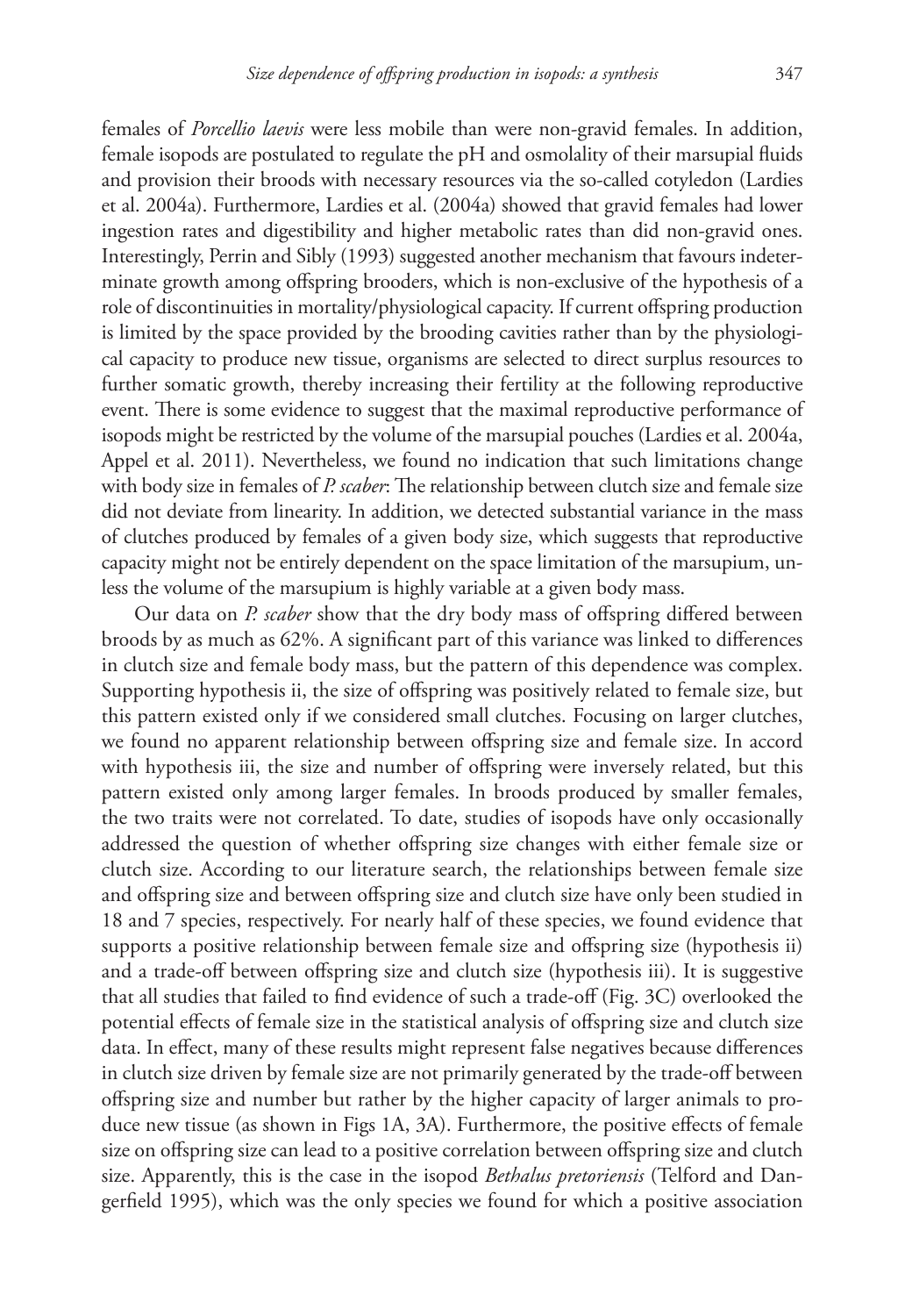females of *Porcellio laevis* were less mobile than were non-gravid females. In addition, female isopods are postulated to regulate the pH and osmolality of their marsupial fluids and provision their broods with necessary resources via the so-called cotyledon (Lardies et al. 2004a). Furthermore, Lardies et al. (2004a) showed that gravid females had lower ingestion rates and digestibility and higher metabolic rates than did non-gravid ones. Interestingly, Perrin and Sibly (1993) suggested another mechanism that favours indeterminate growth among offspring brooders, which is non-exclusive of the hypothesis of a role of discontinuities in mortality/physiological capacity. If current offspring production is limited by the space provided by the brooding cavities rather than by the physiological capacity to produce new tissue, organisms are selected to direct surplus resources to further somatic growth, thereby increasing their fertility at the following reproductive event. There is some evidence to suggest that the maximal reproductive performance of isopods might be restricted by the volume of the marsupial pouches (Lardies et al. 2004a, Appel et al. 2011). Nevertheless, we found no indication that such limitations change with body size in females of *P. scaber*: The relationship between clutch size and female size did not deviate from linearity. In addition, we detected substantial variance in the mass of clutches produced by females of a given body size, which suggests that reproductive capacity might not be entirely dependent on the space limitation of the marsupium, unless the volume of the marsupium is highly variable at a given body mass.

Our data on *P. scaber* show that the dry body mass of offspring differed between broods by as much as 62%. A significant part of this variance was linked to differences in clutch size and female body mass, but the pattern of this dependence was complex. Supporting hypothesis ii, the size of offspring was positively related to female size, but this pattern existed only if we considered small clutches. Focusing on larger clutches, we found no apparent relationship between offspring size and female size. In accord with hypothesis iii, the size and number of offspring were inversely related, but this pattern existed only among larger females. In broods produced by smaller females, the two traits were not correlated. To date, studies of isopods have only occasionally addressed the question of whether offspring size changes with either female size or clutch size. According to our literature search, the relationships between female size and offspring size and between offspring size and clutch size have only been studied in 18 and 7 species, respectively. For nearly half of these species, we found evidence that supports a positive relationship between female size and offspring size (hypothesis ii) and a trade-off between offspring size and clutch size (hypothesis iii). It is suggestive that all studies that failed to find evidence of such a trade-off (Fig. 3C) overlooked the potential effects of female size in the statistical analysis of offspring size and clutch size data. In effect, many of these results might represent false negatives because differences in clutch size driven by female size are not primarily generated by the trade-off between offspring size and number but rather by the higher capacity of larger animals to produce new tissue (as shown in Figs 1A, 3A). Furthermore, the positive effects of female size on offspring size can lead to a positive correlation between offspring size and clutch size. Apparently, this is the case in the isopod *Bethalus pretoriensis* (Telford and Dangerfield 1995), which was the only species we found for which a positive association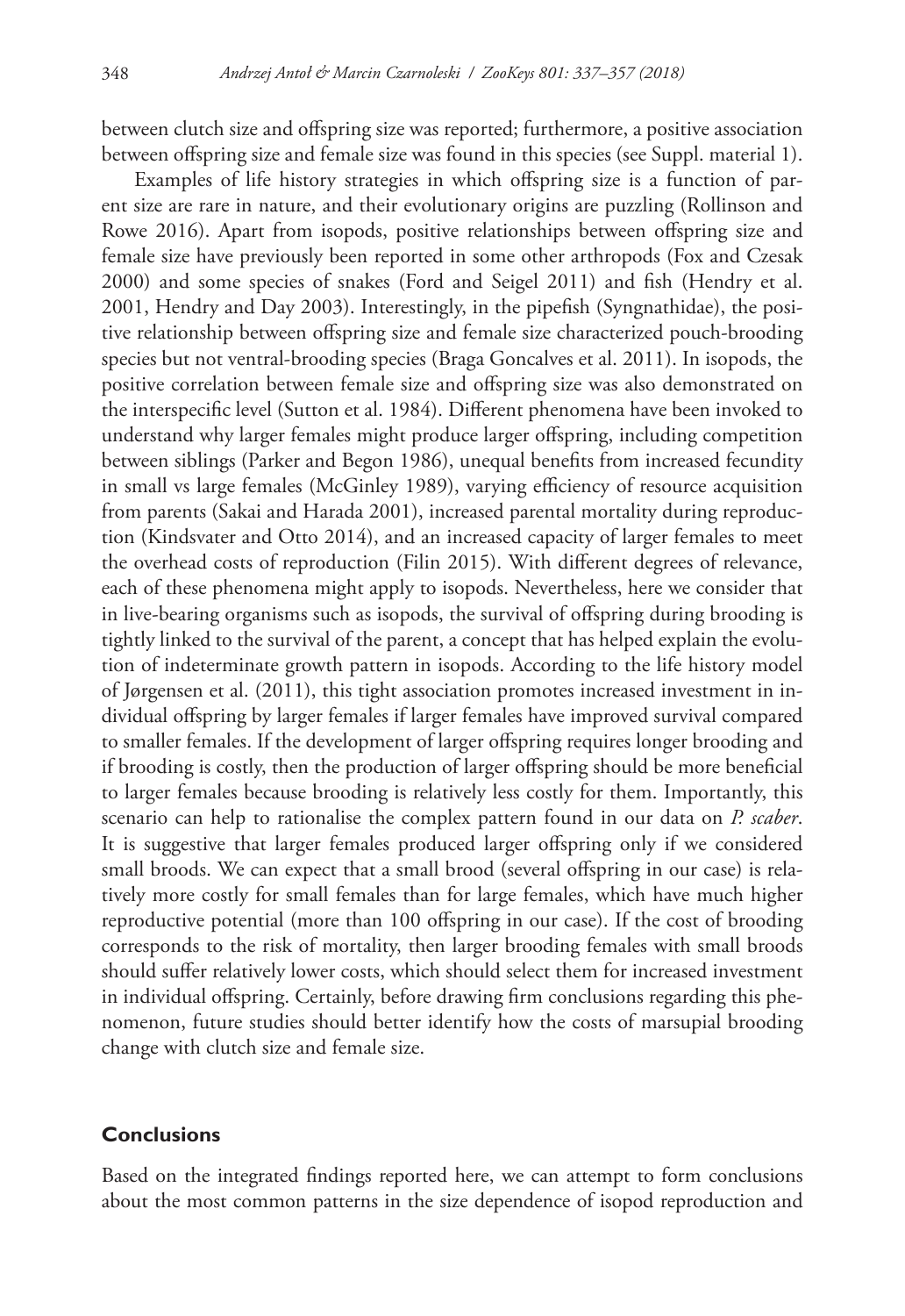between clutch size and offspring size was reported; furthermore, a positive association between offspring size and female size was found in this species (see Suppl. material 1).

Examples of life history strategies in which offspring size is a function of parent size are rare in nature, and their evolutionary origins are puzzling (Rollinson and Rowe 2016). Apart from isopods, positive relationships between offspring size and female size have previously been reported in some other arthropods (Fox and Czesak 2000) and some species of snakes (Ford and Seigel 2011) and fish (Hendry et al. 2001, Hendry and Day 2003). Interestingly, in the pipefish (Syngnathidae), the positive relationship between offspring size and female size characterized pouch-brooding species but not ventral-brooding species (Braga Goncalves et al. 2011). In isopods, the positive correlation between female size and offspring size was also demonstrated on the interspecific level (Sutton et al. 1984). Different phenomena have been invoked to understand why larger females might produce larger offspring, including competition between siblings (Parker and Begon 1986), unequal benefits from increased fecundity in small vs large females (McGinley 1989), varying efficiency of resource acquisition from parents (Sakai and Harada 2001), increased parental mortality during reproduction (Kindsvater and Otto 2014), and an increased capacity of larger females to meet the overhead costs of reproduction (Filin 2015). With different degrees of relevance, each of these phenomena might apply to isopods. Nevertheless, here we consider that in live-bearing organisms such as isopods, the survival of offspring during brooding is tightly linked to the survival of the parent, a concept that has helped explain the evolution of indeterminate growth pattern in isopods. According to the life history model of Jørgensen et al. (2011), this tight association promotes increased investment in individual offspring by larger females if larger females have improved survival compared to smaller females. If the development of larger offspring requires longer brooding and if brooding is costly, then the production of larger offspring should be more beneficial to larger females because brooding is relatively less costly for them. Importantly, this scenario can help to rationalise the complex pattern found in our data on *P. scaber*. It is suggestive that larger females produced larger offspring only if we considered small broods. We can expect that a small brood (several offspring in our case) is relatively more costly for small females than for large females, which have much higher reproductive potential (more than 100 offspring in our case). If the cost of brooding corresponds to the risk of mortality, then larger brooding females with small broods should suffer relatively lower costs, which should select them for increased investment in individual offspring. Certainly, before drawing firm conclusions regarding this phenomenon, future studies should better identify how the costs of marsupial brooding change with clutch size and female size.

## Conclusions

Based on the integrated findings reported here, we can attempt to form conclusions about the most common patterns in the size dependence of isopod reproduction and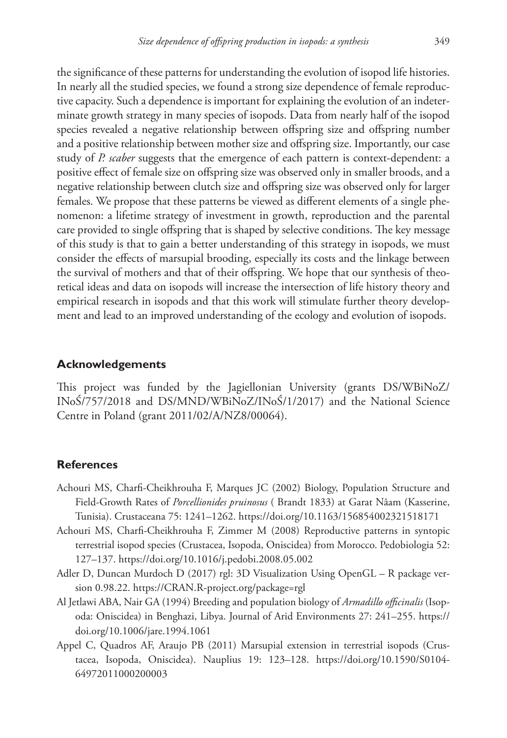the significance of these patterns for understanding the evolution of isopod life histories. In nearly all the studied species, we found a strong size dependence of female reproductive capacity. Such a dependence is important for explaining the evolution of an indeterminate growth strategy in many species of isopods. Data from nearly half of the isopod species revealed a negative relationship between offspring size and offspring number and a positive relationship between mother size and offspring size. Importantly, our case study of *P. scaber* suggests that the emergence of each pattern is context-dependent: a positive effect of female size on offspring size was observed only in smaller broods, and a negative relationship between clutch size and offspring size was observed only for larger females. We propose that these patterns be viewed as different elements of a single phenomenon: a lifetime strategy of investment in growth, reproduction and the parental care provided to single offspring that is shaped by selective conditions. The key message of this study is that to gain a better understanding of this strategy in isopods, we must consider the effects of marsupial brooding, especially its costs and the linkage between the survival of mothers and that of their offspring. We hope that our synthesis of theoretical ideas and data on isopods will increase the intersection of life history theory and empirical research in isopods and that this work will stimulate further theory development and lead to an improved understanding of the ecology and evolution of isopods.

## Acknowledgements

This project was funded by the Jagiellonian University (grants DS/WBiNoZ/INoŚ/757/2018 and DS/MND/WBiNoZ/INoŚ/1/2017) and the National Science Centre in Poland (grant 2011/02/A/NZ8/00064).

## References

Achouri MS, Charfi-Cheikhrouha F, Marques JC (2002) Biology, Population Structure and Field-Growth Rates of *Porcellionides pruinosus* ( Brandt 1833) at Garat Nâam (Kasserine, Tunisia). Crustaceana 75: 1241–1262. https://doi.org/10.1163/156854002321518171

Achouri MS, Charfi-Cheikhrouha F, Zimmer M (2008) Reproductive patterns in syntopic terrestrial isopod species (Crustacea, Isopoda, Oniscidea) from Morocco. Pedobiologia 52: 127–137. https://doi.org/10.1016/j.pedobi.2008.05.002

Adler D, Duncan Murdoch D (2017) rgl: 3D Visualization Using OpenGL – R package version 0.98.22. https://CRAN.R-project.org/package=rgl

Al Jetlawi ABA, Nair GA (1994) Breeding and population biology of *Armadillo officinalis* (Isopoda: Oniscidea) in Benghazi, Libya. Journal of Arid Environments 27: 241–255. https://doi.org/10.1006/jare.1994.1061

Appel C, Quadros AF, Araujo PB (2011) Marsupial extension in terrestrial isopods (Crustacea, Isopoda, Oniscidea). Nauplius 19: 123–128. https://doi.org/10.1590/S0104-64972011000200003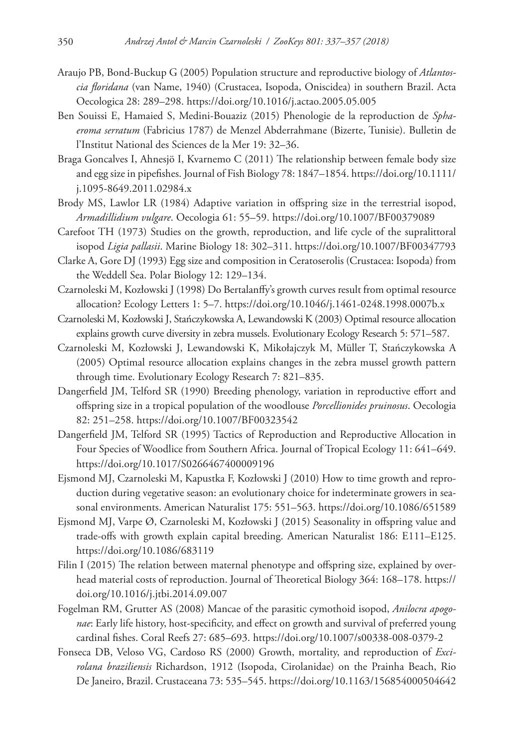Araujo PB, Bond-Buckup G (2005) Population structure and reproductive biology of *Atlantoscia floridana* (van Name, 1940) (Crustacea, Isopoda, Oniscidea) in southern Brazil. Acta Oecologica 28: 289–298. https://doi.org/10.1016/j.actao.2005.05.005

Ben Souissi E, Hamaied S, Medini-Bouaziz (2015) Phenologie de la reproduction de *Sphaeroma serratum* (Fabricius 1787) de Menzel Abderrahmane (Bizerte, Tunisie). Bulletin de l'Institut National des Sciences de la Mer 19: 32–36.

Braga Goncalves I, Ahnesjö I, Kvarnemo C (2011) The relationship between female body size and egg size in pipefishes. Journal of Fish Biology 78: 1847–1854. https://doi.org/10.1111/j.1095-8649.2011.02984.x

Brody MS, Lawlor LR (1984) Adaptive variation in offspring size in the terrestrial isopod, *Armadillidium vulgare*. Oecologia 61: 55–59. https://doi.org/10.1007/BF00379089

Carefoot TH (1973) Studies on the growth, reproduction, and life cycle of the supralittoral isopod *Ligia pallasii*. Marine Biology 18: 302–311. https://doi.org/10.1007/BF00347793

Clarke A, Gore DJ (1993) Egg size and composition in Ceratoserolis (Crustacea: Isopoda) from the Weddell Sea. Polar Biology 12: 129–134.

Czarnoleski M, Kozłowski J (1998) Do Bertalanffy's growth curves result from optimal resource allocation? Ecology Letters 1: 5–7. https://doi.org/10.1046/j.1461-0248.1998.0007b.x

Czarnoleski M, Kozłowski J, Stańczykowska A, Lewandowski K (2003) Optimal resource allocation explains growth curve diversity in zebra mussels. Evolutionary Ecology Research 5: 571–587.

Czarnoleski M, Kozłowski J, Lewandowski K, Mikołajczyk M, Müller T, Stańczykowska A (2005) Optimal resource allocation explains changes in the zebra mussel growth pattern through time. Evolutionary Ecology Research 7: 821–835.

Dangerfield JM, Telford SR (1990) Breeding phenology, variation in reproductive effort and offspring size in a tropical population of the woodlouse *Porcellionides pruinosus*. Oecologia 82: 251–258. https://doi.org/10.1007/BF00323542

Dangerfield JM, Telford SR (1995) Tactics of Reproduction and Reproductive Allocation in Four Species of Woodlice from Southern Africa. Journal of Tropical Ecology 11: 641–649. https://doi.org/10.1017/S0266467400009196

Ejsmond MJ, Czarnoleski M, Kapustka F, Kozłowski J (2010) How to time growth and reproduction during vegetative season: an evolutionary choice for indeterminate growers in seasonal environments. American Naturalist 175: 551–563. https://doi.org/10.1086/651589

Ejsmond MJ, Varpe Ø, Czarnoleski M, Kozłowski J (2015) Seasonality in offspring value and trade-offs with growth explain capital breeding. American Naturalist 186: E111–E125. https://doi.org/10.1086/683119

Filin I (2015) The relation between maternal phenotype and offspring size, explained by overhead material costs of reproduction. Journal of Theoretical Biology 364: 168–178. https://doi.org/10.1016/j.jtbi.2014.09.007

Fogelman RM, Grutter AS (2008) Mancae of the parasitic cymothoid isopod, *Anilocra apogonae*: Early life history, host-specificity, and effect on growth and survival of preferred young cardinal fishes. Coral Reefs 27: 685–693. https://doi.org/10.1007/s00338-008-0379-2

Fonseca DB, Veloso VG, Cardoso RS (2000) Growth, mortality, and reproduction of *Excirolana braziliensis* Richardson, 1912 (Isopoda, Cirolanidae) on the Prainha Beach, Rio De Janeiro, Brazil. Crustaceana 73: 535–545. https://doi.org/10.1163/156854000504642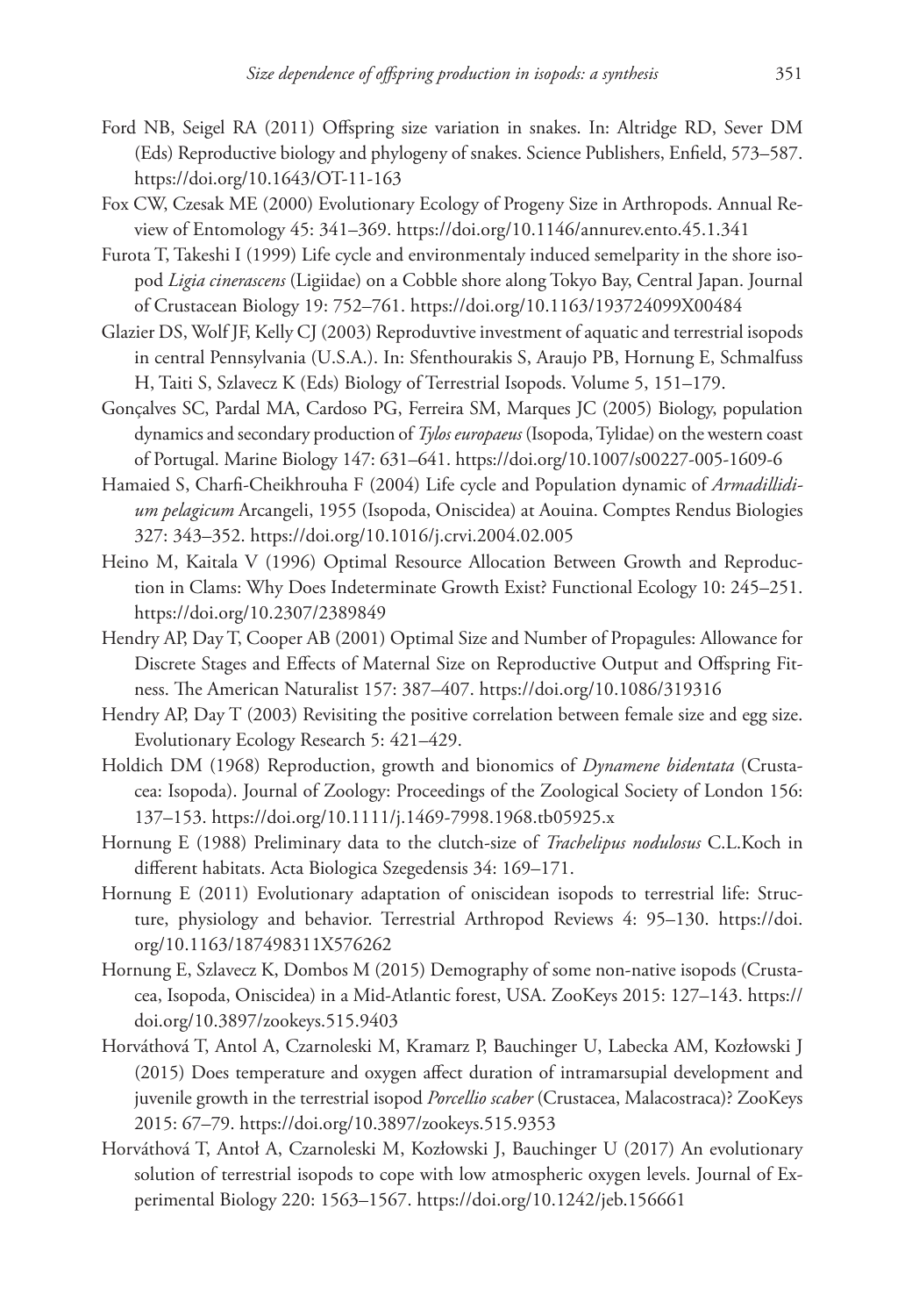Ford NB, Seigel RA (2011) Offspring size variation in snakes. In: Altridge RD, Sever DM (Eds) Reproductive biology and phylogeny of snakes. Science Publishers, Enfield, 573–587. https://doi.org/10.1643/OT-11-163

Fox CW, Czesak ME (2000) Evolutionary Ecology of Progeny Size in Arthropods. Annual Review of Entomology 45: 341–369. https://doi.org/10.1146/annurev.ento.45.1.341

Furota T, Takeshi I (1999) Life cycle and environmentaly induced semelparity in the shore isopod *Ligia cinerascens* (Ligiidae) on a Cobble shore along Tokyo Bay, Central Japan. Journal of Crustacean Biology 19: 752–761. https://doi.org/10.1163/193724099X00484

Glazier DS, Wolf JF, Kelly CJ (2003) Reproduvtive investment of aquatic and terrestrial isopods in central Pennsylvania (U.S.A.). In: Sfenthourakis S, Araujo PB, Hornung E, Schmalfuss H, Taiti S, Szlavecz K (Eds) Biology of Terrestrial Isopods. Volume 5, 151–179.

Gonçalves SC, Pardal MA, Cardoso PG, Ferreira SM, Marques JC (2005) Biology, population dynamics and secondary production of *Tylos europaeus* (Isopoda, Tylidae) on the western coast of Portugal. Marine Biology 147: 631–641. https://doi.org/10.1007/s00227-005-1609-6

Hamaied S, Charfi-Cheikhrouha F (2004) Life cycle and Population dynamic of *Armadillidium pelagicum* Arcangeli, 1955 (Isopoda, Oniscidea) at Aouina. Comptes Rendus Biologies 327: 343–352. https://doi.org/10.1016/j.crvi.2004.02.005

Heino M, Kaitala V (1996) Optimal Resource Allocation Between Growth and Reproduction in Clams: Why Does Indeterminate Growth Exist? Functional Ecology 10: 245–251. https://doi.org/10.2307/2389849

Hendry AP, Day T, Cooper AB (2001) Optimal Size and Number of Propagules: Allowance for Discrete Stages and Effects of Maternal Size on Reproductive Output and Offspring Fitness. The American Naturalist 157: 387–407. https://doi.org/10.1086/319316

Hendry AP, Day T (2003) Revisiting the positive correlation between female size and egg size. Evolutionary Ecology Research 5: 421–429.

Holdich DM (1968) Reproduction, growth and bionomics of *Dynamene bidentata* (Crustacea: Isopoda). Journal of Zoology: Proceedings of the Zoological Society of London 156: 137–153. https://doi.org/10.1111/j.1469-7998.1968.tb05925.x

Hornung E (1988) Preliminary data to the clutch-size of *Trachelipus nodulosus* C.L.Koch in different habitats. Acta Biologica Szegedensis 34: 169–171.

Hornung E (2011) Evolutionary adaptation of oniscidean isopods to terrestrial life: Structure, physiology and behavior. Terrestrial Arthropod Reviews 4: 95–130. https://doi.org/10.1163/187498311X576262

Hornung E, Szlavecz K, Dombos M (2015) Demography of some non-native isopods (Crustacea, Isopoda, Oniscidea) in a Mid-Atlantic forest, USA. ZooKeys 2015: 127–143. https://doi.org/10.3897/zookeys.515.9403

Horváthová T, Antol A, Czarnoleski M, Kramarz P, Bauchinger U, Labecka AM, Kozłowski J (2015) Does temperature and oxygen affect duration of intramarsupial development and juvenile growth in the terrestrial isopod *Porcellio scaber* (Crustacea, Malacostraca)? ZooKeys 2015: 67–79. https://doi.org/10.3897/zookeys.515.9353

Horváthová T, Antoł A, Czarnoleski M, Kozłowski J, Bauchinger U (2017) An evolutionary solution of terrestrial isopods to cope with low atmospheric oxygen levels. Journal of Experimental Biology 220: 1563–1567. https://doi.org/10.1242/jeb.156661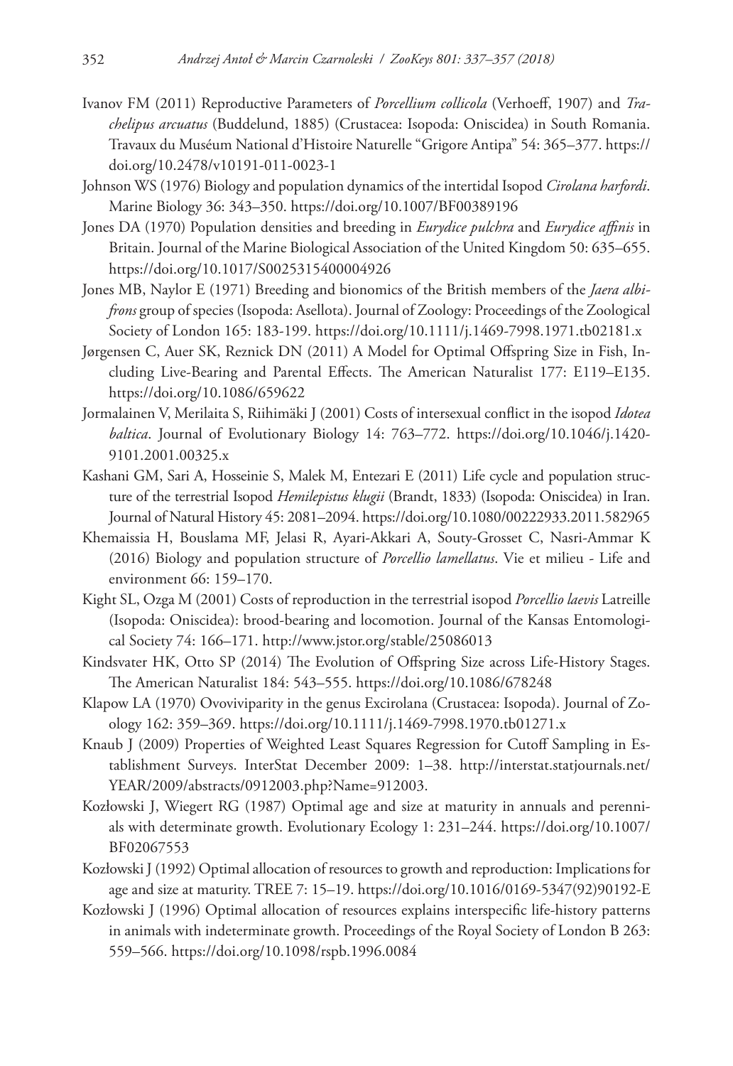Ivanov FM (2011) Reproductive Parameters of *Porcellium collicola* (Verhoeff, 1907) and *Trachelipus arcuatus* (Buddelund, 1885) (Crustacea: Isopoda: Oniscidea) in South Romania. Travaux du Muséum National d'Histoire Naturelle "Grigore Antipa" 54: 365–377. https://doi.org/10.2478/v10191-011-0023-1

Johnson WS (1976) Biology and population dynamics of the intertidal Isopod *Cirolana harfordi*. Marine Biology 36: 343–350. https://doi.org/10.1007/BF00389196

Jones DA (1970) Population densities and breeding in *Eurydice pulchra* and *Eurydice affinis* in Britain. Journal of the Marine Biological Association of the United Kingdom 50: 635–655. https://doi.org/10.1017/S0025315400004926

Jones MB, Naylor E (1971) Breeding and bionomics of the British members of the *Jaera albifrons* group of species (Isopoda: Asellota). Journal of Zoology: Proceedings of the Zoological Society of London 165: 183-199. https://doi.org/10.1111/j.1469-7998.1971.tb02181.x

Jørgensen C, Auer SK, Reznick DN (2011) A Model for Optimal Offspring Size in Fish, Including Live-Bearing and Parental Effects. The American Naturalist 177: E119–E135. https://doi.org/10.1086/659622

Jormalainen V, Merilaita S, Riihimäki J (2001) Costs of intersexual conflict in the isopod *Idotea baltica*. Journal of Evolutionary Biology 14: 763–772. https://doi.org/10.1046/j.1420-9101.2001.00325.x

Kashani GM, Sari A, Hosseinie S, Malek M, Entezari E (2011) Life cycle and population structure of the terrestrial Isopod *Hemilepistus klugii* (Brandt, 1833) (Isopoda: Oniscidea) in Iran. Journal of Natural History 45: 2081–2094. https://doi.org/10.1080/00222933.2011.582965

Khemaissia H, Bouslama MF, Jelasi R, Ayari-Akkari A, Souty-Grosset C, Nasri-Ammar K (2016) Biology and population structure of *Porcellio lamellatus*. Vie et milieu - Life and environment 66: 159–170.

Kight SL, Ozga M (2001) Costs of reproduction in the terrestrial isopod *Porcellio laevis* Latreille (Isopoda: Oniscidea): brood-bearing and locomotion. Journal of the Kansas Entomological Society 74: 166–171. http://www.jstor.org/stable/25086013

Kindsvater HK, Otto SP (2014) The Evolution of Offspring Size across Life-History Stages. The American Naturalist 184: 543–555. https://doi.org/10.1086/678248

Klapow LA (1970) Ovoviviparity in the genus Excirolana (Crustacea: Isopoda). Journal of Zoology 162: 359–369. https://doi.org/10.1111/j.1469-7998.1970.tb01271.x

Knaub J (2009) Properties of Weighted Least Squares Regression for Cutoff Sampling in Establishment Surveys. InterStat December 2009: 1–38. http://interstat.statjournals.net/YEAR/2009/abstracts/0912003.php?Name=912003.

Kozłowski J, Wiegert RG (1987) Optimal age and size at maturity in annuals and perennials with determinate growth. Evolutionary Ecology 1: 231–244. https://doi.org/10.1007/BF02067553

Kozłowski J (1992) Optimal allocation of resources to growth and reproduction: Implications for age and size at maturity. TREE 7: 15–19. https://doi.org/10.1016/0169-5347(92)90192-E

Kozłowski J (1996) Optimal allocation of resources explains interspecific life-history patterns in animals with indeterminate growth. Proceedings of the Royal Society of London B 263: 559–566. https://doi.org/10.1098/rspb.1996.0084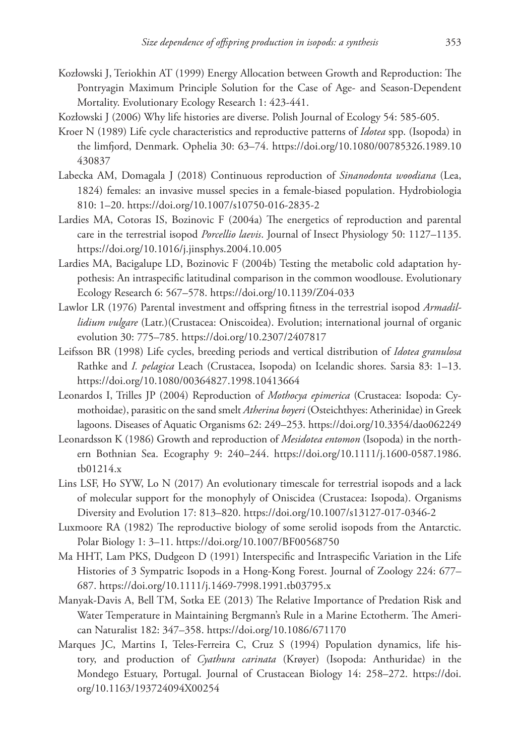Kozłowski J, Teriokhin AT (1999) Energy Allocation between Growth and Reproduction: The Pontryagin Maximum Principle Solution for the Case of Age- and Season-Dependent Mortality. Evolutionary Ecology Research 1: 423-441.

Kozłowski J (2006) Why life histories are diverse. Polish Journal of Ecology 54: 585-605.

Kroer N (1989) Life cycle characteristics and reproductive patterns of *Idotea* spp. (Isopoda) in the limfjord, Denmark. Ophelia 30: 63–74. https://doi.org/10.1080/00785326.1989.10430837

Labecka AM, Domagala J (2018) Continuous reproduction of *Sinanodonta woodiana* (Lea, 1824) females: an invasive mussel species in a female-biased population. Hydrobiologia 810: 1–20. https://doi.org/10.1007/s10750-016-2835-2

Lardies MA, Cotoras IS, Bozinovic F (2004a) The energetics of reproduction and parental care in the terrestrial isopod *Porcellio laevis*. Journal of Insect Physiology 50: 1127–1135. https://doi.org/10.1016/j.jinsphys.2004.10.005

Lardies MA, Bacigalupe LD, Bozinovic F (2004b) Testing the metabolic cold adaptation hypothesis: An intraspecific latitudinal comparison in the common woodlouse. Evolutionary Ecology Research 6: 567–578. https://doi.org/10.1139/Z04-033

Lawlor LR (1976) Parental investment and offspring fitness in the terrestrial isopod *Armadillidium vulgare* (Latr.)(Crustacea: Oniscoidea). Evolution; international journal of organic evolution 30: 775–785. https://doi.org/10.2307/2407817

Leifsson BR (1998) Life cycles, breeding periods and vertical distribution of *Idotea granulosa* Rathke and *I. pelagica* Leach (Crustacea, Isopoda) on Icelandic shores. Sarsia 83: 1–13. https://doi.org/10.1080/00364827.1998.10413664

Leonardos I, Trilles JP (2004) Reproduction of *Mothocya epimerica* (Crustacea: Isopoda: Cymothoidae), parasitic on the sand smelt *Atherina boyeri* (Osteichthyes: Atherinidae) in Greek lagoons. Diseases of Aquatic Organisms 62: 249–253. https://doi.org/10.3354/dao062249

Leonardsson K (1986) Growth and reproduction of *Mesidotea entomon* (Isopoda) in the northern Bothnian Sea. Ecography 9: 240–244. https://doi.org/10.1111/j.1600-0587.1986.tb01214.x

Lins LSF, Ho SYW, Lo N (2017) An evolutionary timescale for terrestrial isopods and a lack of molecular support for the monophyly of Oniscidea (Crustacea: Isopoda). Organisms Diversity and Evolution 17: 813–820. https://doi.org/10.1007/s13127-017-0346-2

Luxmoore RA (1982) The reproductive biology of some serolid isopods from the Antarctic. Polar Biology 1: 3–11. https://doi.org/10.1007/BF00568750

Ma HHT, Lam PKS, Dudgeon D (1991) Interspecific and Intraspecific Variation in the Life Histories of 3 Sympatric Isopods in a Hong-Kong Forest. Journal of Zoology 224: 677–687. https://doi.org/10.1111/j.1469-7998.1991.tb03795.x

Manyak-Davis A, Bell TM, Sotka EE (2013) The Relative Importance of Predation Risk and Water Temperature in Maintaining Bergmann's Rule in a Marine Ectotherm. The American Naturalist 182: 347–358. https://doi.org/10.1086/671170

Marques JC, Martins I, Teles-Ferreira C, Cruz S (1994) Population dynamics, life history, and production of *Cyathura carinata* (Krøyer) (Isopoda: Anthuridae) in the Mondego Estuary, Portugal. Journal of Crustacean Biology 14: 258–272. https://doi.org/10.1163/193724094X00254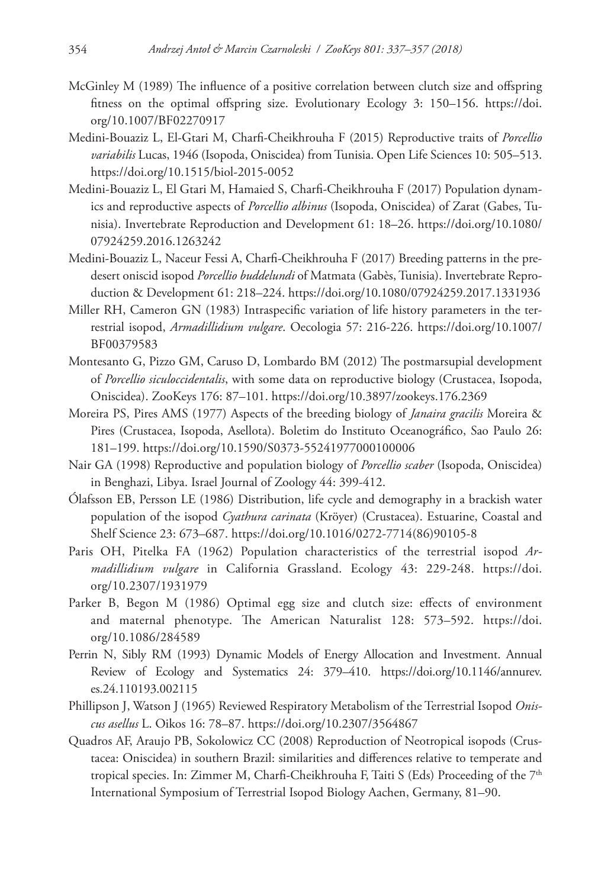McGinley M (1989) The influence of a positive correlation between clutch size and offspring fitness on the optimal offspring size. Evolutionary Ecology 3: 150–156. https://doi.org/10.1007/BF02270917

Medini-Bouaziz L, El-Gtari M, Charfi-Cheikhrouha F (2015) Reproductive traits of *Porcellio variabilis* Lucas, 1946 (Isopoda, Oniscidea) from Tunisia. Open Life Sciences 10: 505–513. https://doi.org/10.1515/biol-2015-0052

Medini-Bouaziz L, El Gtari M, Hamaied S, Charfi-Cheikhrouha F (2017) Population dynamics and reproductive aspects of *Porcellio albinus* (Isopoda, Oniscidea) of Zarat (Gabes, Tunisia). Invertebrate Reproduction and Development 61: 18–26. https://doi.org/10.1080/07924259.2016.1263242

Medini-Bouaziz L, Naceur Fessi A, Charfi-Cheikhrouha F (2017) Breeding patterns in the pre-desert oniscid isopod *Porcellio buddelundi* of Matmata (Gabès, Tunisia). Invertebrate Reproduction & Development 61: 218–224. https://doi.org/10.1080/07924259.2017.1331936

Miller RH, Cameron GN (1983) Intraspecific variation of life history parameters in the terrestrial isopod, *Armadillidium vulgare*. Oecologia 57: 216-226. https://doi.org/10.1007/BF00379583

Montesanto G, Pizzo GM, Caruso D, Lombardo BM (2012) The postmarsupial development of *Porcellio siculoccidentalis*, with some data on reproductive biology (Crustacea, Isopoda, Oniscidea). ZooKeys 176: 87–101. https://doi.org/10.3897/zookeys.176.2369

Moreira PS, Pires AMS (1977) Aspects of the breeding biology of *Janaira gracilis* Moreira & Pires (Crustacea, Isopoda, Asellota). Boletim do Instituto Oceanográfico, Sao Paulo 26: 181–199. https://doi.org/10.1590/S0373-55241977000100006

Nair GA (1998) Reproductive and population biology of *Porcellio scaber* (Isopoda, Oniscidea) in Benghazi, Libya. Israel Journal of Zoology 44: 399-412.

Ólafsson EB, Persson LE (1986) Distribution, life cycle and demography in a brackish water population of the isopod *Cyathura carinata* (Kröyer) (Crustacea). Estuarine, Coastal and Shelf Science 23: 673–687. https://doi.org/10.1016/0272-7714(86)90105-8

Paris OH, Pitelka FA (1962) Population characteristics of the terrestrial isopod *Armadillidium vulgare* in California Grassland. Ecology 43: 229-248. https://doi.org/10.2307/1931979

Parker B, Begon M (1986) Optimal egg size and clutch size: effects of environment and maternal phenotype. The American Naturalist 128: 573–592. https://doi.org/10.1086/284589

Perrin N, Sibly RM (1993) Dynamic Models of Energy Allocation and Investment. Annual Review of Ecology and Systematics 24: 379–410. https://doi.org/10.1146/annurev.es.24.110193.002115

Phillipson J, Watson J (1965) Reviewed Respiratory Metabolism of the Terrestrial Isopod *Oniscus asellus* L. Oikos 16: 78–87. https://doi.org/10.2307/3564867

Quadros AF, Araujo PB, Sokolowicz CC (2008) Reproduction of Neotropical isopods (Crustacea: Oniscidea) in southern Brazil: similarities and differences relative to temperate and tropical species. In: Zimmer M, Charfi-Cheikhrouha F, Taiti S (Eds) Proceeding of the 7th International Symposium of Terrestrial Isopod Biology Aachen, Germany, 81–90.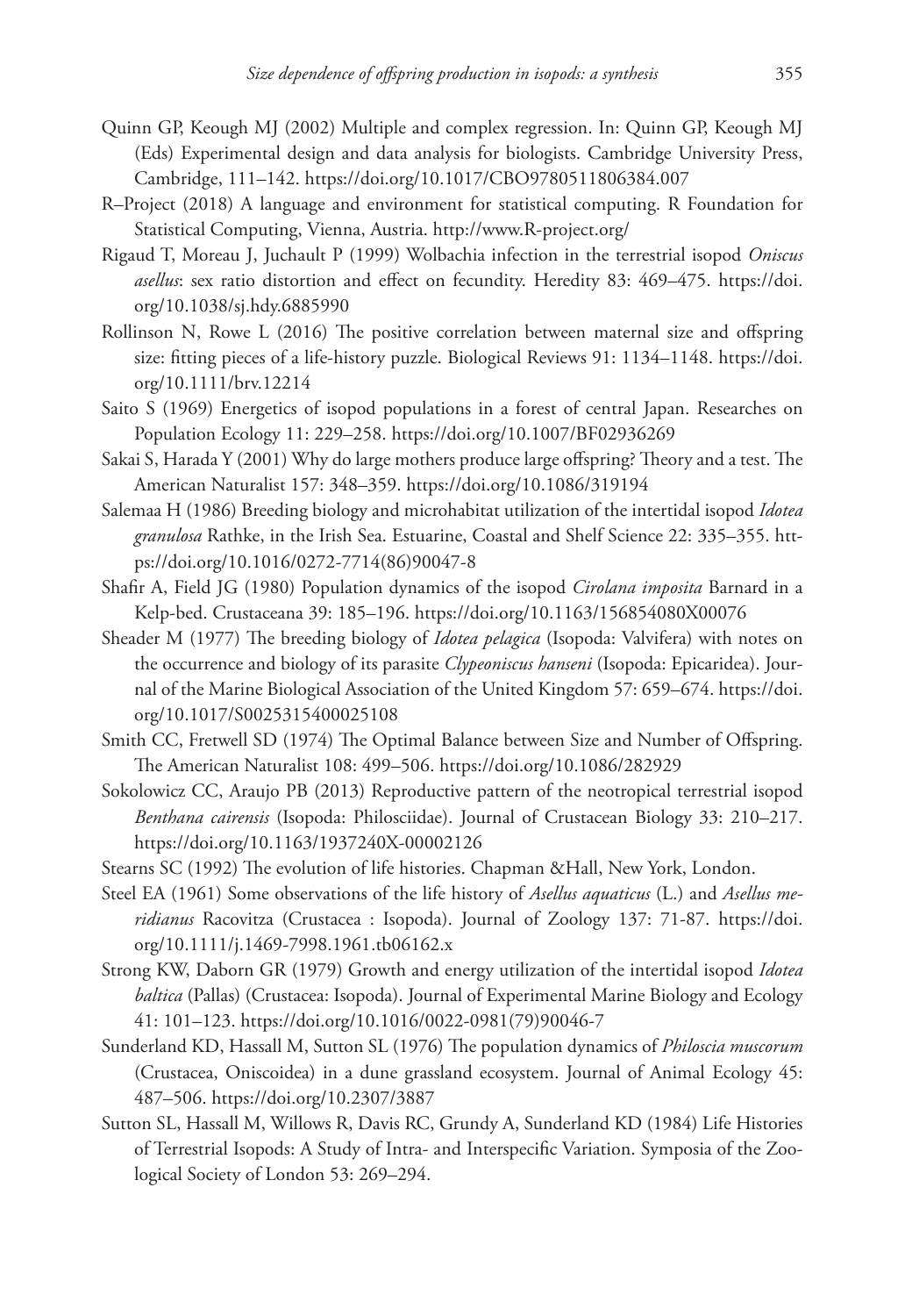Quinn GP, Keough MJ (2002) Multiple and complex regression. In: Quinn GP, Keough MJ (Eds) Experimental design and data analysis for biologists. Cambridge University Press, Cambridge, 111–142. https://doi.org/10.1017/CBO9780511806384.007

R–Project (2018) A language and environment for statistical computing. R Foundation for Statistical Computing, Vienna, Austria. http://www.R-project.org/

Rigaud T, Moreau J, Juchault P (1999) Wolbachia infection in the terrestrial isopod *Oniscus asellus*: sex ratio distortion and effect on fecundity. Heredity 83: 469–475. https://doi.org/10.1038/sj.hdy.6885990

Rollinson N, Rowe L (2016) The positive correlation between maternal size and offspring size: fitting pieces of a life-history puzzle. Biological Reviews 91: 1134–1148. https://doi.org/10.1111/brv.12214

Saito S (1969) Energetics of isopod populations in a forest of central Japan. Researches on Population Ecology 11: 229–258. https://doi.org/10.1007/BF02936269

Sakai S, Harada Y (2001) Why do large mothers produce large offspring? Theory and a test. The American Naturalist 157: 348–359. https://doi.org/10.1086/319194

Salemaa H (1986) Breeding biology and microhabitat utilization of the intertidal isopod *Idotea granulosa* Rathke, in the Irish Sea. Estuarine, Coastal and Shelf Science 22: 335–355. https://doi.org/10.1016/0272-7714(86)90047-8

Shafir A, Field JG (1980) Population dynamics of the isopod *Cirolana imposita* Barnard in a Kelp-bed. Crustaceana 39: 185–196. https://doi.org/10.1163/156854080X00076

Sheader M (1977) The breeding biology of *Idotea pelagica* (Isopoda: Valvifera) with notes on the occurrence and biology of its parasite *Clypeoniscus hanseni* (Isopoda: Epicaridea). Journal of the Marine Biological Association of the United Kingdom 57: 659–674. https://doi.org/10.1017/S0025315400025108

Smith CC, Fretwell SD (1974) The Optimal Balance between Size and Number of Offspring. The American Naturalist 108: 499–506. https://doi.org/10.1086/282929

Sokolowicz CC, Araujo PB (2013) Reproductive pattern of the neotropical terrestrial isopod *Benthana cairensis* (Isopoda: Philosciidae). Journal of Crustacean Biology 33: 210–217. https://doi.org/10.1163/1937240X-00002126

Stearns SC (1992) The evolution of life histories. Chapman &Hall, New York, London.

Steel EA (1961) Some observations of the life history of *Asellus aquaticus* (L.) and *Asellus meridianus* Racovitza (Crustacea : Isopoda). Journal of Zoology 137: 71-87. https://doi.org/10.1111/j.1469-7998.1961.tb06162.x

Strong KW, Daborn GR (1979) Growth and energy utilization of the intertidal isopod *Idotea baltica* (Pallas) (Crustacea: Isopoda). Journal of Experimental Marine Biology and Ecology 41: 101–123. https://doi.org/10.1016/0022-0981(79)90046-7

Sunderland KD, Hassall M, Sutton SL (1976) The population dynamics of *Philoscia muscorum* (Crustacea, Oniscoidea) in a dune grassland ecosystem. Journal of Animal Ecology 45: 487–506. https://doi.org/10.2307/3887

Sutton SL, Hassall M, Willows R, Davis RC, Grundy A, Sunderland KD (1984) Life Histories of Terrestrial Isopods: A Study of Intra- and Interspecific Variation. Symposia of the Zoological Society of London 53: 269–294.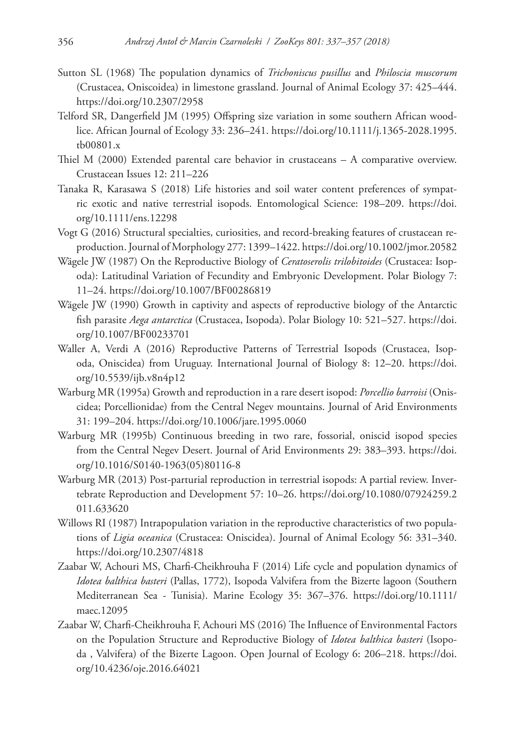Sutton SL (1968) The population dynamics of *Trichoniscus pusillus* and *Philoscia muscorum* (Crustacea, Oniscoidea) in limestone grassland. Journal of Animal Ecology 37: 425–444. https://doi.org/10.2307/2958

Telford SR, Dangerfield JM (1995) Offspring size variation in some southern African woodlice. African Journal of Ecology 33: 236–241. https://doi.org/10.1111/j.1365-2028.1995.tb00801.x

Thiel M (2000) Extended parental care behavior in crustaceans – A comparative overview. Crustacean Issues 12: 211–226

Tanaka R, Karasawa S (2018) Life histories and soil water content preferences of sympatric exotic and native terrestrial isopods. Entomological Science: 198–209. https://doi.org/10.1111/ens.12298

Vogt G (2016) Structural specialties, curiosities, and record-breaking features of crustacean reproduction. Journal of Morphology 277: 1399–1422. https://doi.org/10.1002/jmor.20582

Wägele JW (1987) On the Reproductive Biology of *Ceratoserolis trilobitoides* (Crustacea: Isopoda): Latitudinal Variation of Fecundity and Embryonic Development. Polar Biology 7: 11–24. https://doi.org/10.1007/BF00286819

Wägele JW (1990) Growth in captivity and aspects of reproductive biology of the Antarctic fish parasite *Aega antarctica* (Crustacea, Isopoda). Polar Biology 10: 521–527. https://doi.org/10.1007/BF00233701

Waller A, Verdi A (2016) Reproductive Patterns of Terrestrial Isopods (Crustacea, Isopoda, Oniscidea) from Uruguay. International Journal of Biology 8: 12–20. https://doi.org/10.5539/ijb.v8n4p12

Warburg MR (1995a) Growth and reproduction in a rare desert isopod: *Porcellio barroisi* (Oniscidea; Porcellionidae) from the Central Negev mountains. Journal of Arid Environments 31: 199–204. https://doi.org/10.1006/jare.1995.0060

Warburg MR (1995b) Continuous breeding in two rare, fossorial, oniscid isopod species from the Central Negev Desert. Journal of Arid Environments 29: 383–393. https://doi.org/10.1016/S0140-1963(05)80116-8

Warburg MR (2013) Post-parturial reproduction in terrestrial isopods: A partial review. Invertebrate Reproduction and Development 57: 10–26. https://doi.org/10.1080/07924259.2011.633620

Willows RI (1987) Intrapopulation variation in the reproductive characteristics of two populations of *Ligia oceanica* (Crustacea: Oniscidea). Journal of Animal Ecology 56: 331–340. https://doi.org/10.2307/4818

Zaabar W, Achouri MS, Charfi-Cheikhrouha F (2014) Life cycle and population dynamics of *Idotea balthica basteri* (Pallas, 1772), Isopoda Valvifera from the Bizerte lagoon (Southern Mediterranean Sea - Tunisia). Marine Ecology 35: 367–376. https://doi.org/10.1111/maec.12095

Zaabar W, Charfi-Cheikhrouha F, Achouri MS (2016) The Influence of Environmental Factors on the Population Structure and Reproductive Biology of *Idotea balthica basteri* (Isopoda , Valvifera) of the Bizerte Lagoon. Open Journal of Ecology 6: 206–218. https://doi.org/10.4236/oje.2016.64021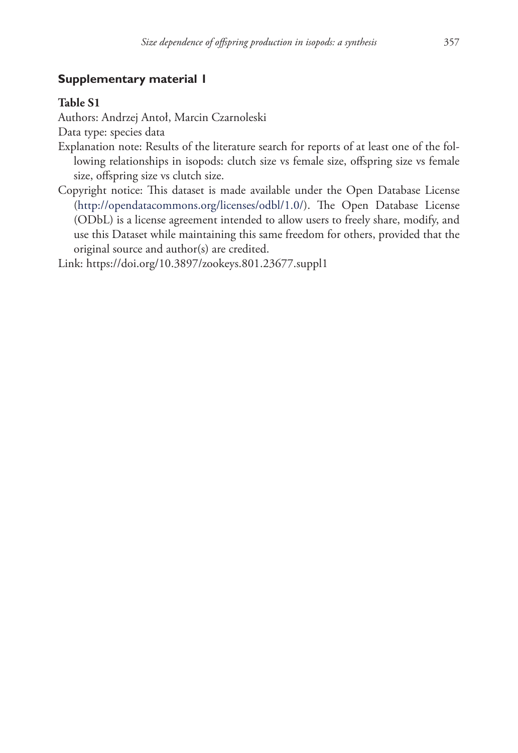## Supplementary material 1

**Table S1**

Authors: Andrzej Antoł, Marcin Czarnoleski

Data type: species data

Explanation note: Results of the literature search for reports of at least one of the following relationships in isopods: clutch size vs female size, offspring size vs female size, offspring size vs clutch size.

Copyright notice: This dataset is made available under the Open Database License (http://opendatacommons.org/licenses/odbl/1.0/). The Open Database License (ODbL) is a license agreement intended to allow users to freely share, modify, and use this Dataset while maintaining this same freedom for others, provided that the original source and author(s) are credited.

Link: https://doi.org/10.3897/zookeys.801.23677.suppl1